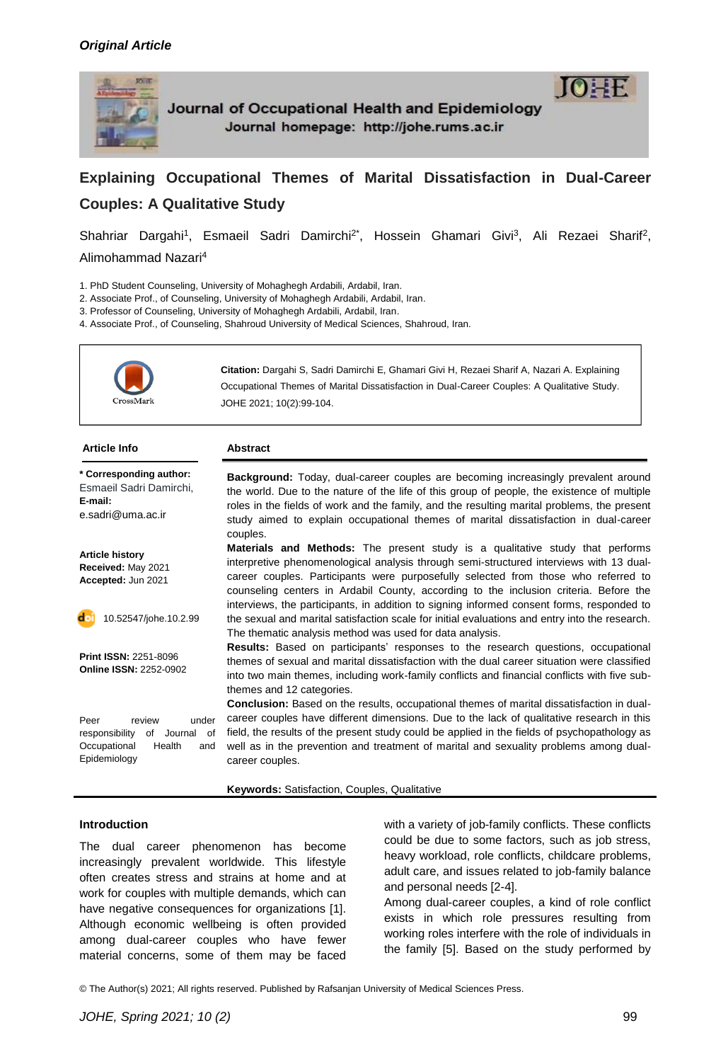*Original Article*

Journal of Occupational Health and Epidemiology
Journal homepage: http://johe.rums.ac.ir

# Explaining Occupational Themes of Marital Dissatisfaction in Dual-Career Couples: A Qualitative Study

Shahriar Dargahi[1], Esmaeil Sadri Damirchi[2*], Hossein Ghamari Givi[3], Ali Rezaei Sharif[2], Alimohammad Nazari[4]

1. PhD Student Counseling, University of Mohaghegh Ardabili, Ardabil, Iran.
2. Associate Prof., of Counseling, University of Mohaghegh Ardabili, Ardabil, Iran.
3. Professor of Counseling, University of Mohaghegh Ardabili, Ardabil, Iran.
4. Associate Prof., of Counseling, Shahroud University of Medical Sciences, Shahroud, Iran.

**Citation:** Dargahi S, Sadri Damirchi E, Ghamari Givi H, Rezaei Sharif A, Nazari A. Explaining Occupational Themes of Marital Dissatisfaction in Dual-Career Couples: A Qualitative Study. JOHE 2021; 10(2):99-104.

**Article Info**

**\* Corresponding author:**
Esmaeil Sadri Damirchi,
**E-mail:**
e.sadri@uma.ac.ir

**Article history**
**Received:** May 2021
**Accepted:** Jun 2021

10.52547/johe.10.2.99

**Print ISSN:** 2251-8096
**Online ISSN:** 2252-0902

Peer review under responsibility of Journal of Occupational Health and Epidemiology

**Abstract**

**Background:** Today, dual-career couples are becoming increasingly prevalent around the world. Due to the nature of the life of this group of people, the existence of multiple roles in the fields of work and the family, and the resulting marital problems, the present study aimed to explain occupational themes of marital dissatisfaction in dual-career couples.

**Materials and Methods:** The present study is a qualitative study that performs interpretive phenomenological analysis through semi-structured interviews with 13 dual-career couples. Participants were purposefully selected from those who referred to counseling centers in Ardabil County, according to the inclusion criteria. Before the interviews, the participants, in addition to signing informed consent forms, responded to the sexual and marital satisfaction scale for initial evaluations and entry into the research. The thematic analysis method was used for data analysis.

**Results:** Based on participants' responses to the research questions, occupational themes of sexual and marital dissatisfaction with the dual career situation were classified into two main themes, including work-family conflicts and financial conflicts with five sub-themes and 12 categories.

**Conclusion:** Based on the results, occupational themes of marital dissatisfaction in dual-career couples have different dimensions. Due to the lack of qualitative research in this field, the results of the present study could be applied in the fields of psychopathology as well as in the prevention and treatment of marital and sexuality problems among dual-career couples.

**Keywords:** Satisfaction, Couples, Qualitative

## Introduction

The dual career phenomenon has become increasingly prevalent worldwide. This lifestyle often creates stress and strains at home and at work for couples with multiple demands, which can have negative consequences for organizations [1]. Although economic wellbeing is often provided among dual-career couples who have fewer material concerns, some of them may be faced with a variety of job-family conflicts. These conflicts could be due to some factors, such as job stress, heavy workload, role conflicts, childcare problems, adult care, and issues related to job-family balance and personal needs [2-4].

Among dual-career couples, a kind of role conflict exists in which role pressures resulting from working roles interfere with the role of individuals in the family [5]. Based on the study performed by

© The Author(s) 2021; All rights reserved. Published by Rafsanjan University of Medical Sciences Press.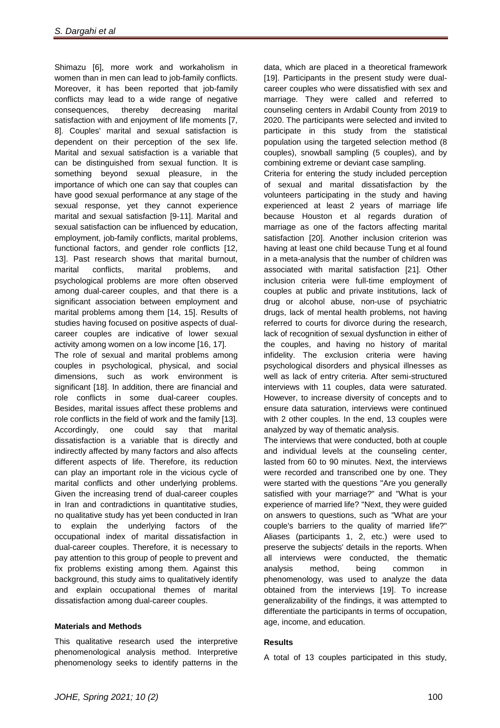Shimazu [6], more work and workaholism in women than in men can lead to job-family conflicts. Moreover, it has been reported that job-family conflicts may lead to a wide range of negative consequences, thereby decreasing marital satisfaction with and enjoyment of life moments [7, 8]. Couples' marital and sexual satisfaction is dependent on their perception of the sex life. Marital and sexual satisfaction is a variable that can be distinguished from sexual function. It is something beyond sexual pleasure, in the importance of which one can say that couples can have good sexual performance at any stage of the sexual response, yet they cannot experience marital and sexual satisfaction [9-11]. Marital and sexual satisfaction can be influenced by education, employment, job-family conflicts, marital problems, functional factors, and gender role conflicts [12, 13]. Past research shows that marital burnout, marital conflicts, marital problems, and psychological problems are more often observed among dual-career couples, and that there is a significant association between employment and marital problems among them [14, 15]. Results of studies having focused on positive aspects of dual-career couples are indicative of lower sexual activity among women on a low income [16, 17].

The role of sexual and marital problems among couples in psychological, physical, and social dimensions, such as work environment is significant [18]. In addition, there are financial and role conflicts in some dual-career couples. Besides, marital issues affect these problems and role conflicts in the field of work and the family [13]. Accordingly, one could say that marital dissatisfaction is a variable that is directly and indirectly affected by many factors and also affects different aspects of life. Therefore, its reduction can play an important role in the vicious cycle of marital conflicts and other underlying problems. Given the increasing trend of dual-career couples in Iran and contradictions in quantitative studies, no qualitative study has yet been conducted in Iran to explain the underlying factors of the occupational index of marital dissatisfaction in dual-career couples. Therefore, it is necessary to pay attention to this group of people to prevent and fix problems existing among them. Against this background, this study aims to qualitatively identify and explain occupational themes of marital dissatisfaction among dual-career couples.

**Materials and Methods**

This qualitative research used the interpretive phenomenological analysis method. Interpretive phenomenology seeks to identify patterns in the data, which are placed in a theoretical framework [19]. Participants in the present study were dual-career couples who were dissatisfied with sex and marriage. They were called and referred to counseling centers in Ardabil County from 2019 to 2020. The participants were selected and invited to participate in this study from the statistical population using the targeted selection method (8 couples), snowball sampling (5 couples), and by combining extreme or deviant case sampling.

Criteria for entering the study included perception of sexual and marital dissatisfaction by the volunteers participating in the study and having experienced at least 2 years of marriage life because Houston et al regards duration of marriage as one of the factors affecting marital satisfaction [20]. Another inclusion criterion was having at least one child because Tung et al found in a meta-analysis that the number of children was associated with marital satisfaction [21]. Other inclusion criteria were full-time employment of couples at public and private institutions, lack of drug or alcohol abuse, non-use of psychiatric drugs, lack of mental health problems, not having referred to courts for divorce during the research, lack of recognition of sexual dysfunction in either of the couples, and having no history of marital infidelity. The exclusion criteria were having psychological disorders and physical illnesses as well as lack of entry criteria. After semi-structured interviews with 11 couples, data were saturated. However, to increase diversity of concepts and to ensure data saturation, interviews were continued with 2 other couples. In the end, 13 couples were analyzed by way of thematic analysis.

The interviews that were conducted, both at couple and individual levels at the counseling center, lasted from 60 to 90 minutes. Next, the interviews were recorded and transcribed one by one. They were started with the questions "Are you generally satisfied with your marriage?" and "What is your experience of married life? "Next, they were guided on answers to questions, such as "What are your couple's barriers to the quality of married life?" Aliases (participants 1, 2, etc.) were used to preserve the subjects' details in the reports. When all interviews were conducted, the thematic analysis method, being common in phenomenology, was used to analyze the data obtained from the interviews [19]. To increase generalizability of the findings, it was attempted to differentiate the participants in terms of occupation, age, income, and education.

**Results**

A total of 13 couples participated in this study,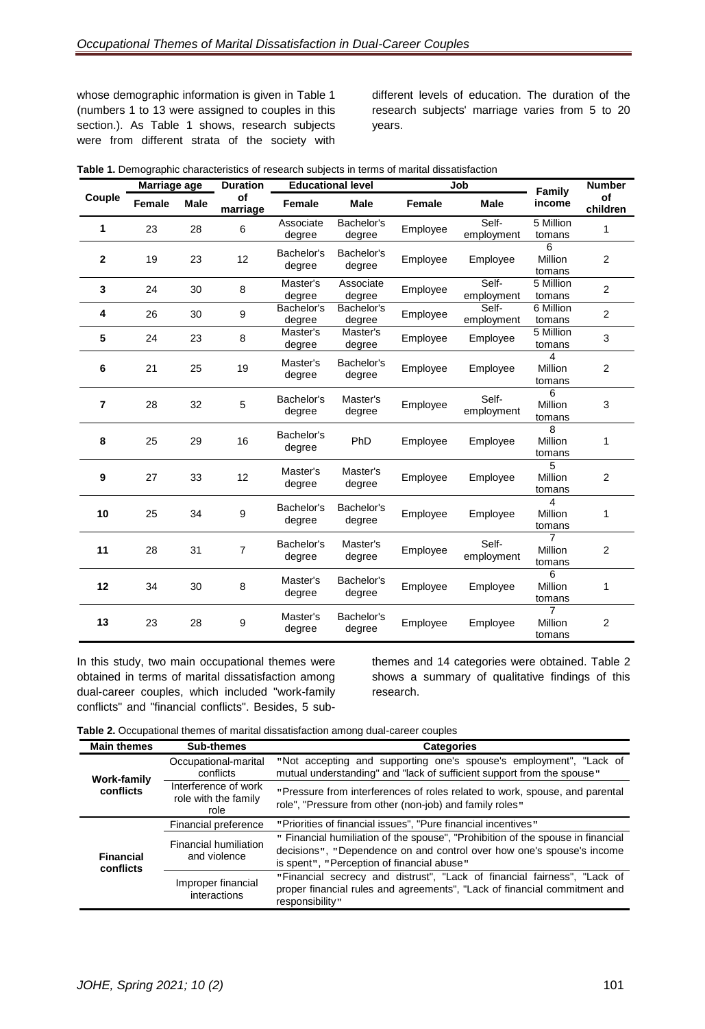whose demographic information is given in Table 1 (numbers 1 to 13 were assigned to couples in this section.). As Table 1 shows, research subjects were from different strata of the society with different levels of education. The duration of the research subjects' marriage varies from 5 to 20 years.

**Table 1.** Demographic characteristics of research subjects in terms of marital dissatisfaction

| Couple | Marriage age | | Duration of marriage | Educational level | | Job | | Family income | Number of children |
|---|---|---|---|---|---|---|---|---|---|
| | Female | Male | | Female | Male | Female | Male | | |
| 1 | 23 | 28 | 6 | Associate degree | Bachelor's degree | Employee | Self-employment | 5 Million tomans | 1 |
| 2 | 19 | 23 | 12 | Bachelor's degree | Bachelor's degree | Employee | Employee | 6 Million tomans | 2 |
| 3 | 24 | 30 | 8 | Master's degree | Associate degree | Employee | Self-employment | 5 Million tomans | 2 |
| 4 | 26 | 30 | 9 | Bachelor's degree | Bachelor's degree | Employee | Self-employment | 6 Million tomans | 2 |
| 5 | 24 | 23 | 8 | Master's degree | Master's degree | Employee | Employee | 5 Million tomans | 3 |
| 6 | 21 | 25 | 19 | Master's degree | Bachelor's degree | Employee | Employee | 4 Million tomans | 2 |
| 7 | 28 | 32 | 5 | Bachelor's degree | Master's degree | Employee | Self-employment | 6 Million tomans | 3 |
| 8 | 25 | 29 | 16 | Bachelor's degree | PhD | Employee | Employee | 8 Million tomans | 1 |
| 9 | 27 | 33 | 12 | Master's degree | Master's degree | Employee | Employee | 5 Million tomans | 2 |
| 10 | 25 | 34 | 9 | Bachelor's degree | Bachelor's degree | Employee | Employee | 4 Million tomans | 1 |
| 11 | 28 | 31 | 7 | Bachelor's degree | Master's degree | Employee | Self-employment | 7 Million tomans | 2 |
| 12 | 34 | 30 | 8 | Master's degree | Bachelor's degree | Employee | Employee | 6 Million tomans | 1 |
| 13 | 23 | 28 | 9 | Master's degree | Bachelor's degree | Employee | Employee | 7 Million tomans | 2 |

In this study, two main occupational themes were obtained in terms of marital dissatisfaction among dual-career couples, which included "work-family conflicts" and "financial conflicts". Besides, 5 sub-themes and 14 categories were obtained. Table 2 shows a summary of qualitative findings of this research.

**Table 2.** Occupational themes of marital dissatisfaction among dual-career couples

| Main themes | Sub-themes | Categories |
|---|---|---|
| Work-family conflicts | Occupational-marital conflicts | "Not accepting and supporting one's spouse's employment", "Lack of mutual understanding" and "lack of sufficient support from the spouse" |
| | Interference of work role with the family role | "Pressure from interferences of roles related to work, spouse, and parental role", "Pressure from other (non-job) and family roles" |
| Financial conflicts | Financial preference | "Priorities of financial issues", "Pure financial incentives" |
| | Financial humiliation and violence | " Financial humiliation of the spouse", "Prohibition of the spouse in financial decisions", "Dependence on and control over how one's spouse's income is spent", "Perception of financial abuse" |
| | Improper financial interactions | "Financial secrecy and distrust", "Lack of financial fairness", "Lack of proper financial rules and agreements", "Lack of financial commitment and responsibility" |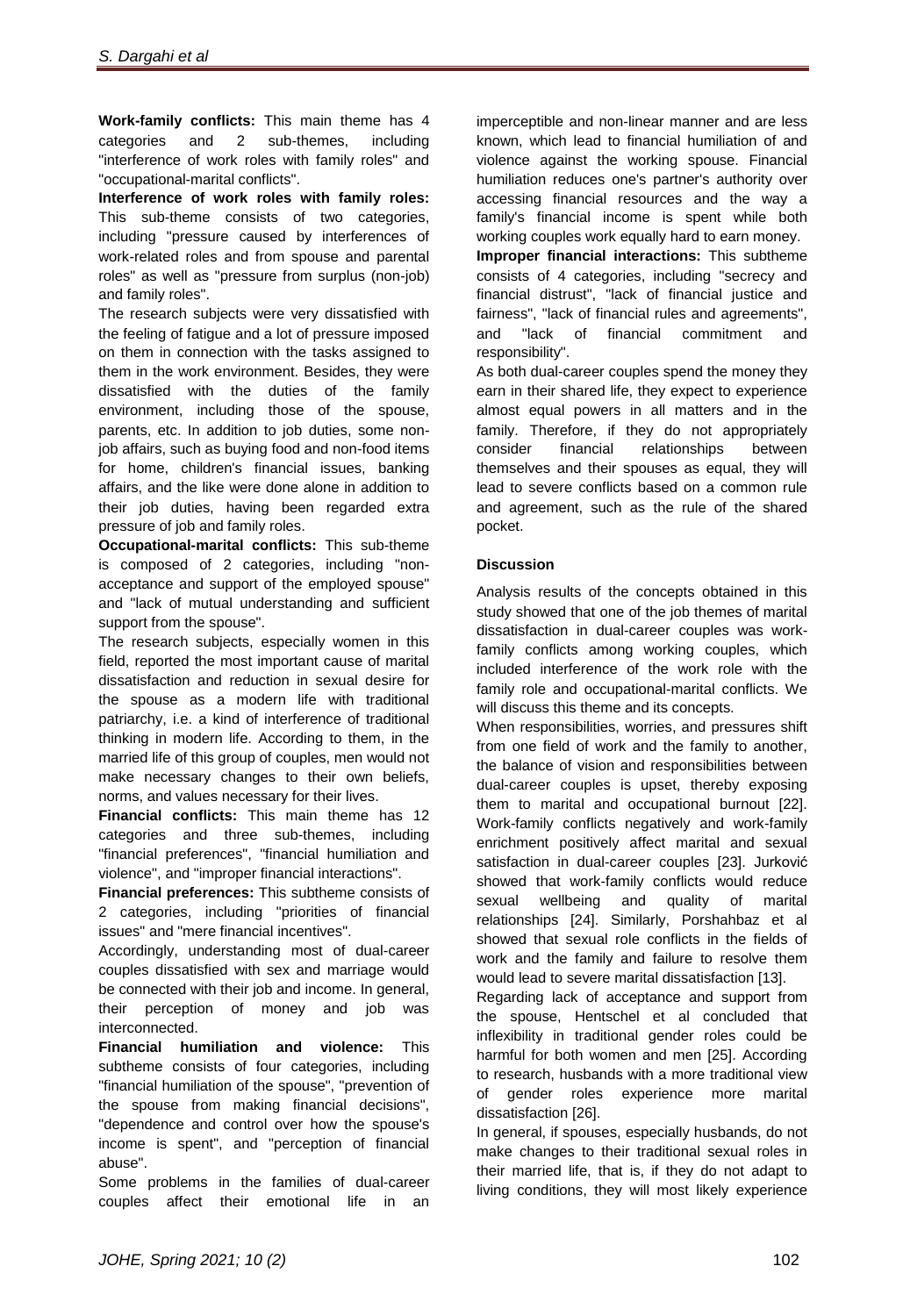**Work-family conflicts:** This main theme has 4 categories and 2 sub-themes, including "interference of work roles with family roles" and "occupational-marital conflicts".

**Interference of work roles with family roles:** This sub-theme consists of two categories, including "pressure caused by interferences of work-related roles and from spouse and parental roles" as well as "pressure from surplus (non-job) and family roles".

The research subjects were very dissatisfied with the feeling of fatigue and a lot of pressure imposed on them in connection with the tasks assigned to them in the work environment. Besides, they were dissatisfied with the duties of the family environment, including those of the spouse, parents, etc. In addition to job duties, some non-job affairs, such as buying food and non-food items for home, children's financial issues, banking affairs, and the like were done alone in addition to their job duties, having been regarded extra pressure of job and family roles.

**Occupational-marital conflicts:** This sub-theme is composed of 2 categories, including "non-acceptance and support of the employed spouse" and "lack of mutual understanding and sufficient support from the spouse".

The research subjects, especially women in this field, reported the most important cause of marital dissatisfaction and reduction in sexual desire for the spouse as a modern life with traditional patriarchy, i.e. a kind of interference of traditional thinking in modern life. According to them, in the married life of this group of couples, men would not make necessary changes to their own beliefs, norms, and values necessary for their lives.

**Financial conflicts:** This main theme has 12 categories and three sub-themes, including "financial preferences", "financial humiliation and violence", and "improper financial interactions".

**Financial preferences:** This subtheme consists of 2 categories, including "priorities of financial issues" and "mere financial incentives".

Accordingly, understanding most of dual-career couples dissatisfied with sex and marriage would be connected with their job and income. In general, their perception of money and job was interconnected.

**Financial humiliation and violence:** This subtheme consists of four categories, including "financial humiliation of the spouse", "prevention of the spouse from making financial decisions", "dependence and control over how the spouse's income is spent", and "perception of financial abuse".

Some problems in the families of dual-career couples affect their emotional life in an imperceptible and non-linear manner and are less known, which lead to financial humiliation of and violence against the working spouse. Financial humiliation reduces one's partner's authority over accessing financial resources and the way a family's financial income is spent while both working couples work equally hard to earn money.

**Improper financial interactions:** This subtheme consists of 4 categories, including "secrecy and financial distrust", "lack of financial justice and fairness", "lack of financial rules and agreements", and "lack of financial commitment and responsibility".

As both dual-career couples spend the money they earn in their shared life, they expect to experience almost equal powers in all matters and in the family. Therefore, if they do not appropriately consider financial relationships between themselves and their spouses as equal, they will lead to severe conflicts based on a common rule and agreement, such as the rule of the shared pocket.

## Discussion

Analysis results of the concepts obtained in this study showed that one of the job themes of marital dissatisfaction in dual-career couples was work-family conflicts among working couples, which included interference of the work role with the family role and occupational-marital conflicts. We will discuss this theme and its concepts.

When responsibilities, worries, and pressures shift from one field of work and the family to another, the balance of vision and responsibilities between dual-career couples is upset, thereby exposing them to marital and occupational burnout [22]. Work-family conflicts negatively and work-family enrichment positively affect marital and sexual satisfaction in dual-career couples [23]. Jurković showed that work-family conflicts would reduce sexual wellbeing and quality of marital relationships [24]. Similarly, Porshahbaz et al showed that sexual role conflicts in the fields of work and the family and failure to resolve them would lead to severe marital dissatisfaction [13].

Regarding lack of acceptance and support from the spouse, Hentschel et al concluded that inflexibility in traditional gender roles could be harmful for both women and men [25]. According to research, husbands with a more traditional view of gender roles experience more marital dissatisfaction [26].

In general, if spouses, especially husbands, do not make changes to their traditional sexual roles in their married life, that is, if they do not adapt to living conditions, they will most likely experience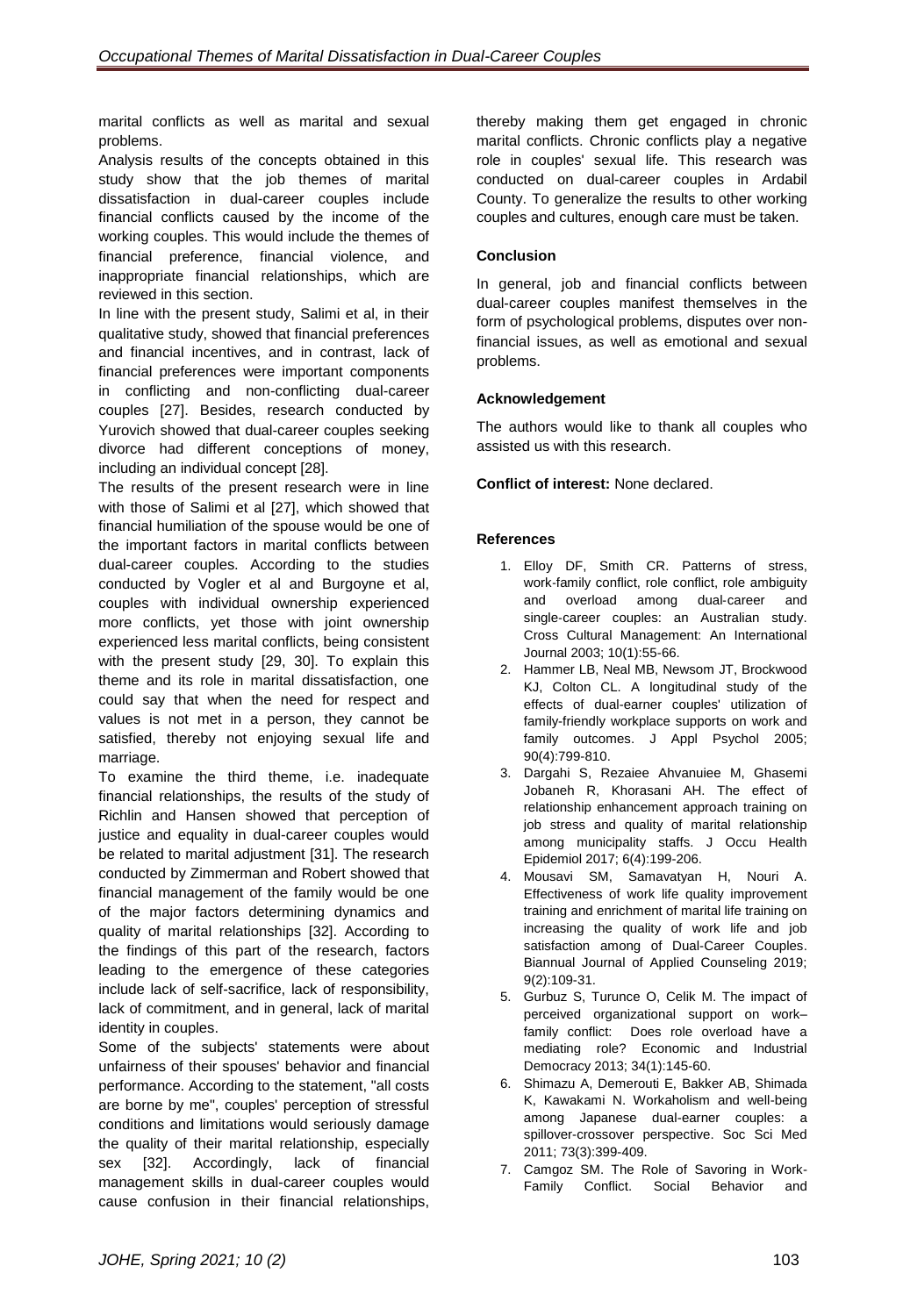marital conflicts as well as marital and sexual problems.

Analysis results of the concepts obtained in this study show that the job themes of marital dissatisfaction in dual-career couples include financial conflicts caused by the income of the working couples. This would include the themes of financial preference, financial violence, and inappropriate financial relationships, which are reviewed in this section.

In line with the present study, Salimi et al, in their qualitative study, showed that financial preferences and financial incentives, and in contrast, lack of financial preferences were important components in conflicting and non-conflicting dual-career couples [27]. Besides, research conducted by Yurovich showed that dual-career couples seeking divorce had different conceptions of money, including an individual concept [28].

The results of the present research were in line with those of Salimi et al [27], which showed that financial humiliation of the spouse would be one of the important factors in marital conflicts between dual-career couples. According to the studies conducted by Vogler et al and Burgoyne et al, couples with individual ownership experienced more conflicts, yet those with joint ownership experienced less marital conflicts, being consistent with the present study [29, 30]. To explain this theme and its role in marital dissatisfaction, one could say that when the need for respect and values is not met in a person, they cannot be satisfied, thereby not enjoying sexual life and marriage.

To examine the third theme, i.e. inadequate financial relationships, the results of the study of Richlin and Hansen showed that perception of justice and equality in dual-career couples would be related to marital adjustment [31]. The research conducted by Zimmerman and Robert showed that financial management of the family would be one of the major factors determining dynamics and quality of marital relationships [32]. According to the findings of this part of the research, factors leading to the emergence of these categories include lack of self-sacrifice, lack of responsibility, lack of commitment, and in general, lack of marital identity in couples.

Some of the subjects' statements were about unfairness of their spouses' behavior and financial performance. According to the statement, "all costs are borne by me", couples' perception of stressful conditions and limitations would seriously damage the quality of their marital relationship, especially sex [32]. Accordingly, lack of financial management skills in dual-career couples would cause confusion in their financial relationships, thereby making them get engaged in chronic marital conflicts. Chronic conflicts play a negative role in couples' sexual life. This research was conducted on dual-career couples in Ardabil County. To generalize the results to other working couples and cultures, enough care must be taken.

## Conclusion

In general, job and financial conflicts between dual-career couples manifest themselves in the form of psychological problems, disputes over non-financial issues, as well as emotional and sexual problems.

## Acknowledgement

The authors would like to thank all couples who assisted us with this research.

**Conflict of interest:** None declared.

## References

1. Elloy DF, Smith CR. Patterns of stress, work-family conflict, role conflict, role ambiguity and overload among dual-career and single-career couples: an Australian study. Cross Cultural Management: An International Journal 2003; 10(1):55-66.
2. Hammer LB, Neal MB, Newsom JT, Brockwood KJ, Colton CL. A longitudinal study of the effects of dual-earner couples' utilization of family-friendly workplace supports on work and family outcomes. J Appl Psychol 2005; 90(4):799-810.
3. Dargahi S, Rezaiee Ahvanuiee M, Ghasemi Jobaneh R, Khorasani AH. The effect of relationship enhancement approach training on job stress and quality of marital relationship among municipality staffs. J Occu Health Epidemiol 2017; 6(4):199-206.
4. Mousavi SM, Samavatyan H, Nouri A. Effectiveness of work life quality improvement training and enrichment of marital life training on increasing the quality of work life and job satisfaction among of Dual-Career Couples. Biannual Journal of Applied Counseling 2019; 9(2):109-31.
5. Gurbuz S, Turunce O, Celik M. The impact of perceived organizational support on work–family conflict: Does role overload have a mediating role? Economic and Industrial Democracy 2013; 34(1):145-60.
6. Shimazu A, Demerouti E, Bakker AB, Shimada K, Kawakami N. Workaholism and well-being among Japanese dual-earner couples: a spillover-crossover perspective. Soc Sci Med 2011; 73(3):399-409.
7. Camgoz SM. The Role of Savoring in Work-Family Conflict. Social Behavior and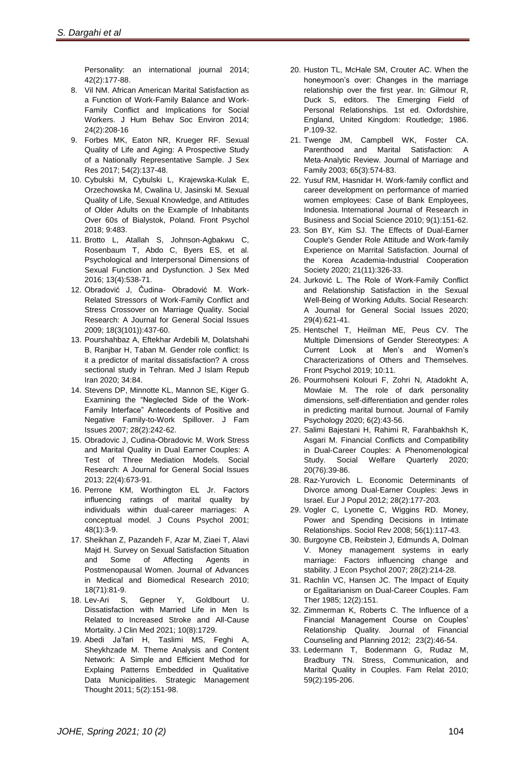Personality: an international journal 2014; 42(2):177-88.

8. Vil NM. African American Marital Satisfaction as a Function of Work-Family Balance and Work-Family Conflict and Implications for Social Workers. J Hum Behav Soc Environ 2014; 24(2):208-16
9. Forbes MK, Eaton NR, Krueger RF. Sexual Quality of Life and Aging: A Prospective Study of a Nationally Representative Sample. J Sex Res 2017; 54(2):137-48.
10. Cybulski M, Cybulski L, Krajewska-Kulak E, Orzechowska M, Cwalina U, Jasinski M. Sexual Quality of Life, Sexual Knowledge, and Attitudes of Older Adults on the Example of Inhabitants Over 60s of Bialystok, Poland. Front Psychol 2018; 9:483.
11. Brotto L, Atallah S, Johnson-Agbakwu C, Rosenbaum T, Abdo C, Byers ES, et al. Psychological and Interpersonal Dimensions of Sexual Function and Dysfunction. J Sex Med 2016; 13(4):538-71.
12. Obradović J, Čudina- Obradović M. Work-Related Stressors of Work-Family Conflict and Stress Crossover on Marriage Quality. Social Research: A Journal for General Social Issues 2009; 18(3(101)):437-60.
13. Pourshahbaz A, Eftekhar Ardebili M, Dolatshahi B, Ranjbar H, Taban M. Gender role conflict: Is it a predictor of marital dissatisfaction? A cross sectional study in Tehran. Med J Islam Repub Iran 2020; 34:84.
14. Stevens DP, Minnotte KL, Mannon SE, Kiger G. Examining the "Neglected Side of the Work-Family Interface" Antecedents of Positive and Negative Family-to-Work Spillover. J Fam Issues 2007; 28(2):242-62.
15. Obradovic J, Cudina-Obradovic M. Work Stress and Marital Quality in Dual Earner Couples: A Test of Three Mediation Models. Social Research: A Journal for General Social Issues 2013; 22(4):673-91.
16. Perrone KM, Worthington EL Jr. Factors influencing ratings of marital quality by individuals within dual-career marriages: A conceptual model. J Couns Psychol 2001; 48(1):3-9.
17. Sheikhan Z, Pazandeh F, Azar M, Ziaei T, Alavi Majd H. Survey on Sexual Satisfaction Situation and Some of Affecting Agents in Postmenopausal Women. Journal of Advances in Medical and Biomedical Research 2010; 18(71):81-9.
18. Lev-Ari S, Gepner Y, Goldbourt U. Dissatisfaction with Married Life in Men Is Related to Increased Stroke and All-Cause Mortality. J Clin Med 2021; 10(8):1729.
19. Abedi Ja'fari H, Taslimi MS, Feghi A, Sheykhzade M. Theme Analysis and Content Network: A Simple and Efficient Method for Explaing Patterns Embedded in Qualitative Data Municipalities. Strategic Management Thought 2011; 5(2):151-98.
20. Huston TL, McHale SM, Crouter AC. When the honeymoon's over: Changes in the marriage relationship over the first year. In: Gilmour R, Duck S, editors. The Emerging Field of Personal Relationships. 1st ed. Oxfordshire, England, United Kingdom: Routledge; 1986. P.109-32.
21. Twenge JM, Campbell WK, Foster CA. Parenthood and Marital Satisfaction: A Meta-Analytic Review. Journal of Marriage and Family 2003; 65(3):574-83.
22. Yusuf RM, Hasnidar H. Work-family conflict and career development on performance of married women employees: Case of Bank Employees, Indonesia. International Journal of Research in Business and Social Science 2010; 9(1):151-62.
23. Son BY, Kim SJ. The Effects of Dual-Earner Couple's Gender Role Attitude and Work-family Experience on Marrital Satisfaction. Journal of the Korea Academia-Industrial Cooperation Society 2020; 21(11):326-33.
24. Jurković L. The Role of Work-Family Conflict and Relationship Satisfaction in the Sexual Well-Being of Working Adults. Social Research: A Journal for General Social Issues 2020; 29(4):621-41.
25. Hentschel T, Heilman ME, Peus CV. The Multiple Dimensions of Gender Stereotypes: A Current Look at Men's and Women's Characterizations of Others and Themselves. Front Psychol 2019; 10:11.
26. Pourmohseni Kolouri F, Zohri N, Atadokht A, Mowlaie M. The role of dark personality dimensions, self-differentiation and gender roles in predicting marital burnout. Journal of Family Psychology 2020; 6(2):43-56.
27. Salimi Bajestani H, Rahimi R, Farahbakhsh K, Asgari M. Financial Conflicts and Compatibility in Dual-Career Couples: A Phenomenological Study. Social Welfare Quarterly 2020; 20(76):39-86.
28. Raz-Yurovich L. Economic Determinants of Divorce among Dual-Earner Couples: Jews in Israel. Eur J Popul 2012; 28(2):177-203.
29. Vogler C, Lyonette C, Wiggins RD. Money, Power and Spending Decisions in Intimate Relationships. Sociol Rev 2008; 56(1):117-43.
30. Burgoyne CB, Reibstein J, Edmunds A, Dolman V. Money management systems in early marriage: Factors influencing change and stability. J Econ Psychol 2007; 28(2):214-28.
31. Rachlin VC, Hansen JC. The Impact of Equity or Egalitarianism on Dual-Career Couples. Fam Ther 1985; 12(2):151.
32. Zimmerman K, Roberts C. The Influence of a Financial Management Course on Couples' Relationship Quality. Journal of Financial Counseling and Planning 2012; 23(2):46-54.
33. Ledermann T, Bodenmann G, Rudaz M, Bradbury TN. Stress, Communication, and Marital Quality in Couples. Fam Relat 2010; 59(2):195-206.